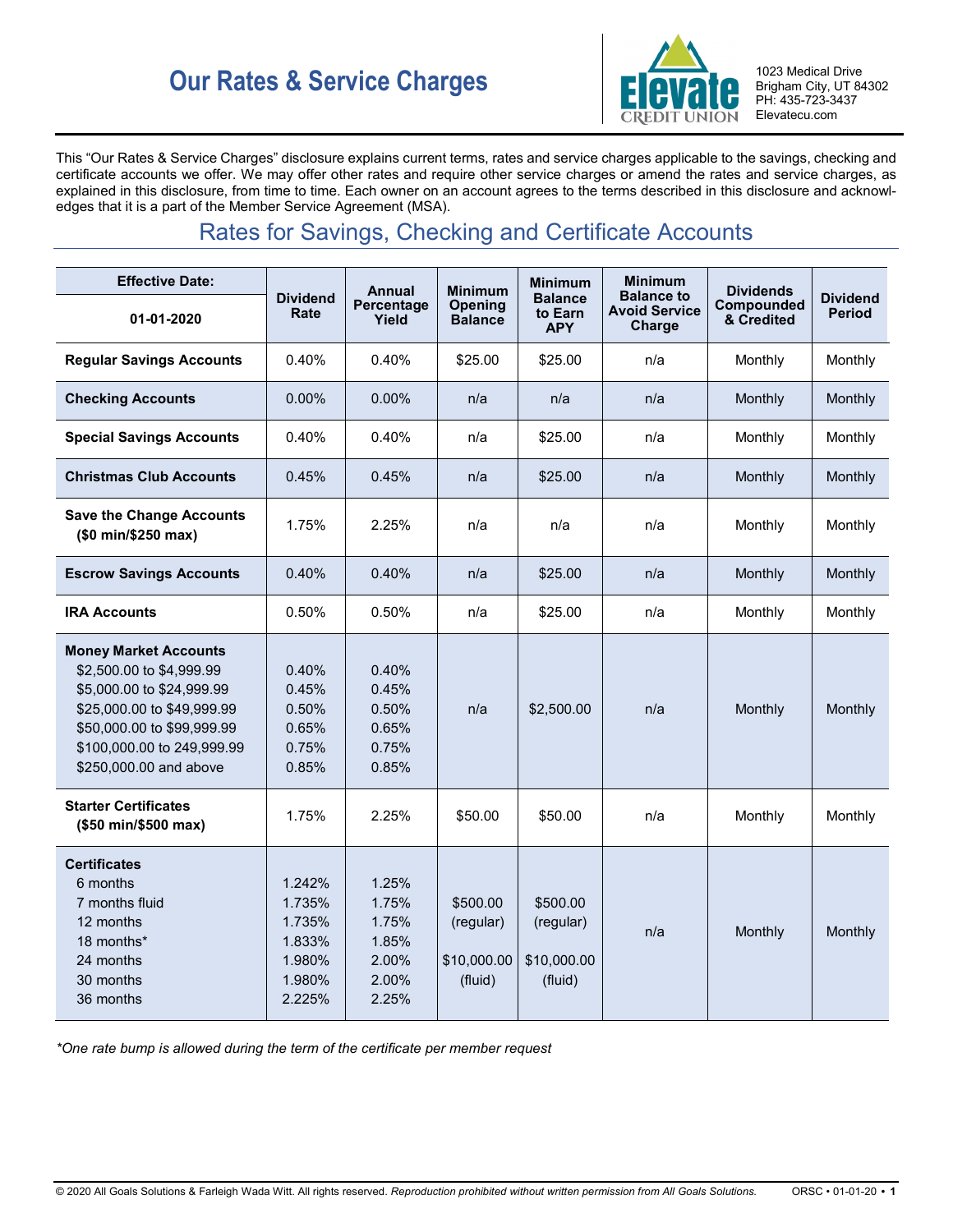# Our Rates & Service Charges

**Elevate Credit Union**
1023 Medical Drive
Brigham City, UT 84302
PH: 435-723-3437
Elevatecu.com

This "Our Rates & Service Charges" disclosure explains current terms, rates and service charges applicable to the savings, checking and certificate accounts we offer. We may offer other rates and require other service charges or amend the rates and service charges, as explained in this disclosure, from time to time. Each owner on an account agrees to the terms described in this disclosure and acknowledges that it is a part of the Member Service Agreement (MSA).

## Rates for Savings, Checking and Certificate Accounts

| Effective Date: 01-01-2020 | Dividend Rate | Annual Percentage Yield | Minimum Opening Balance | Minimum Balance to Earn APY | Minimum Balance to Avoid Service Charge | Dividends Compounded & Credited | Dividend Period |
|---|---|---|---|---|---|---|---|
| **Regular Savings Accounts** | 0.40% | 0.40% | $25.00 | $25.00 | n/a | Monthly | Monthly |
| **Checking Accounts** | 0.00% | 0.00% | n/a | n/a | n/a | Monthly | Monthly |
| **Special Savings Accounts** | 0.40% | 0.40% | n/a | $25.00 | n/a | Monthly | Monthly |
| **Christmas Club Accounts** | 0.45% | 0.45% | n/a | $25.00 | n/a | Monthly | Monthly |
| **Save the Change Accounts ($0 min/$250 max)** | 1.75% | 2.25% | n/a | n/a | n/a | Monthly | Monthly |
| **Escrow Savings Accounts** | 0.40% | 0.40% | n/a | $25.00 | n/a | Monthly | Monthly |
| **IRA Accounts** | 0.50% | 0.50% | n/a | $25.00 | n/a | Monthly | Monthly |
| **Money Market Accounts**<br>$2,500.00 to $4,999.99<br>$5,000.00 to $24,999.99<br>$25,000.00 to $49,999.99<br>$50,000.00 to $99,999.99<br>$100,000.00 to 249,999.99<br>$250,000.00 and above | <br>0.40%<br>0.45%<br>0.50%<br>0.65%<br>0.75%<br>0.85% | <br>0.40%<br>0.45%<br>0.50%<br>0.65%<br>0.75%<br>0.85% | n/a | $2,500.00 | n/a | Monthly | Monthly |
| **Starter Certificates ($50 min/$500 max)** | 1.75% | 2.25% | $50.00 | $50.00 | n/a | Monthly | Monthly |
| **Certificates**<br>6 months<br>7 months fluid<br>12 months<br>18 months*<br>24 months<br>30 months<br>36 months | <br>1.242%<br>1.735%<br>1.735%<br>1.833%<br>1.980%<br>1.980%<br>2.225% | <br>1.25%<br>1.75%<br>1.75%<br>1.85%<br>2.00%<br>2.00%<br>2.25% | $500.00 (regular)<br><br>$10,000.00 (fluid) | $500.00 (regular)<br><br>$10,000.00 (fluid) | n/a | Monthly | Monthly |

*\*One rate bump is allowed during the term of the certificate per member request*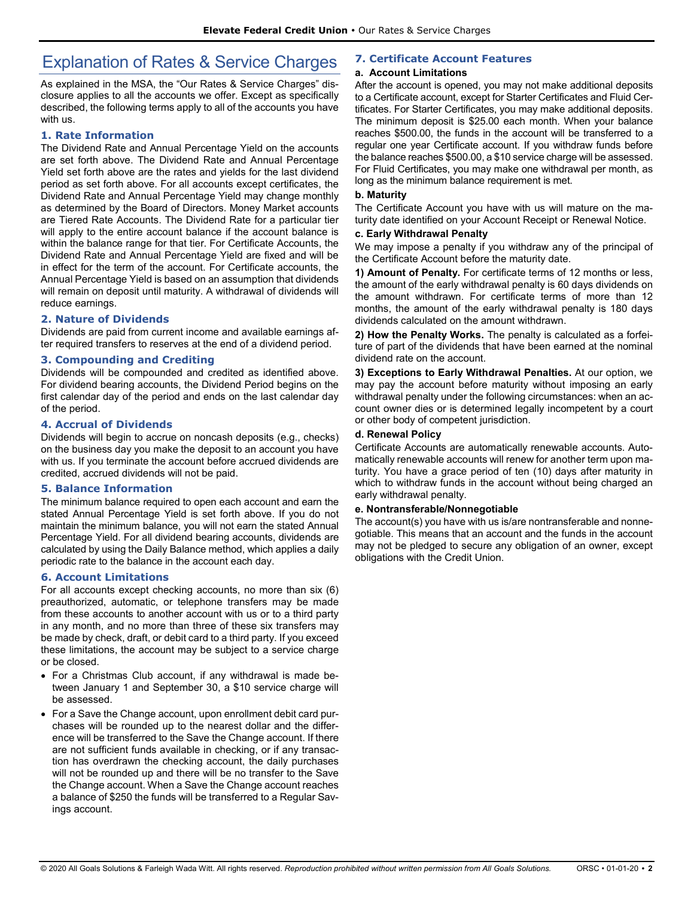# Explanation of Rates & Service Charges

As explained in the MSA, the "Our Rates & Service Charges" disclosure applies to all the accounts we offer. Except as specifically described, the following terms apply to all of the accounts you have with us.

## 1. Rate Information

The Dividend Rate and Annual Percentage Yield on the accounts are set forth above. The Dividend Rate and Annual Percentage Yield set forth above are the rates and yields for the last dividend period as set forth above. For all accounts except certificates, the Dividend Rate and Annual Percentage Yield may change monthly as determined by the Board of Directors. Money Market accounts are Tiered Rate Accounts. The Dividend Rate for a particular tier will apply to the entire account balance if the account balance is within the balance range for that tier. For Certificate Accounts, the Dividend Rate and Annual Percentage Yield are fixed and will be in effect for the term of the account. For Certificate accounts, the Annual Percentage Yield is based on an assumption that dividends will remain on deposit until maturity. A withdrawal of dividends will reduce earnings.

## 2. Nature of Dividends

Dividends are paid from current income and available earnings after required transfers to reserves at the end of a dividend period.

## 3. Compounding and Crediting

Dividends will be compounded and credited as identified above. For dividend bearing accounts, the Dividend Period begins on the first calendar day of the period and ends on the last calendar day of the period.

## 4. Accrual of Dividends

Dividends will begin to accrue on noncash deposits (e.g., checks) on the business day you make the deposit to an account you have with us. If you terminate the account before accrued dividends are credited, accrued dividends will not be paid.

## 5. Balance Information

The minimum balance required to open each account and earn the stated Annual Percentage Yield is set forth above. If you do not maintain the minimum balance, you will not earn the stated Annual Percentage Yield. For all dividend bearing accounts, dividends are calculated by using the Daily Balance method, which applies a daily periodic rate to the balance in the account each day.

## 6. Account Limitations

For all accounts except checking accounts, no more than six (6) preauthorized, automatic, or telephone transfers may be made from these accounts to another account with us or to a third party in any month, and no more than three of these six transfers may be made by check, draft, or debit card to a third party. If you exceed these limitations, the account may be subject to a service charge or be closed.

- For a Christmas Club account, if any withdrawal is made between January 1 and September 30, a $10 service charge will be assessed.
- For a Save the Change account, upon enrollment debit card purchases will be rounded up to the nearest dollar and the difference will be transferred to the Save the Change account. If there are not sufficient funds available in checking, or if any transaction has overdrawn the checking account, the daily purchases will not be rounded up and there will be no transfer to the Save the Change account. When a Save the Change account reaches a balance of $250 the funds will be transferred to a Regular Savings account.

## 7. Certificate Account Features

### a. Account Limitations

After the account is opened, you may not make additional deposits to a Certificate account, except for Starter Certificates and Fluid Certificates. For Starter Certificates, you may make additional deposits. The minimum deposit is $25.00 each month. When your balance reaches $500.00, the funds in the account will be transferred to a regular one year Certificate account. If you withdraw funds before the balance reaches $500.00, a $10 service charge will be assessed. For Fluid Certificates, you may make one withdrawal per month, as long as the minimum balance requirement is met.

### b. Maturity

The Certificate Account you have with us will mature on the maturity date identified on your Account Receipt or Renewal Notice.

### c. Early Withdrawal Penalty

We may impose a penalty if you withdraw any of the principal of the Certificate Account before the maturity date.

**1) Amount of Penalty.** For certificate terms of 12 months or less, the amount of the early withdrawal penalty is 60 days dividends on the amount withdrawn. For certificate terms of more than 12 months, the amount of the early withdrawal penalty is 180 days dividends calculated on the amount withdrawn.

**2) How the Penalty Works.** The penalty is calculated as a forfeiture of part of the dividends that have been earned at the nominal dividend rate on the account.

**3) Exceptions to Early Withdrawal Penalties.** At our option, we may pay the account before maturity without imposing an early withdrawal penalty under the following circumstances: when an account owner dies or is determined legally incompetent by a court or other body of competent jurisdiction.

### d. Renewal Policy

Certificate Accounts are automatically renewable accounts. Automatically renewable accounts will renew for another term upon maturity. You have a grace period of ten (10) days after maturity in which to withdraw funds in the account without being charged an early withdrawal penalty.

### e. Nontransferable/Nonnegotiable

The account(s) you have with us is/are nontransferable and nonnegotiable. This means that an account and the funds in the account may not be pledged to secure any obligation of an owner, except obligations with the Credit Union.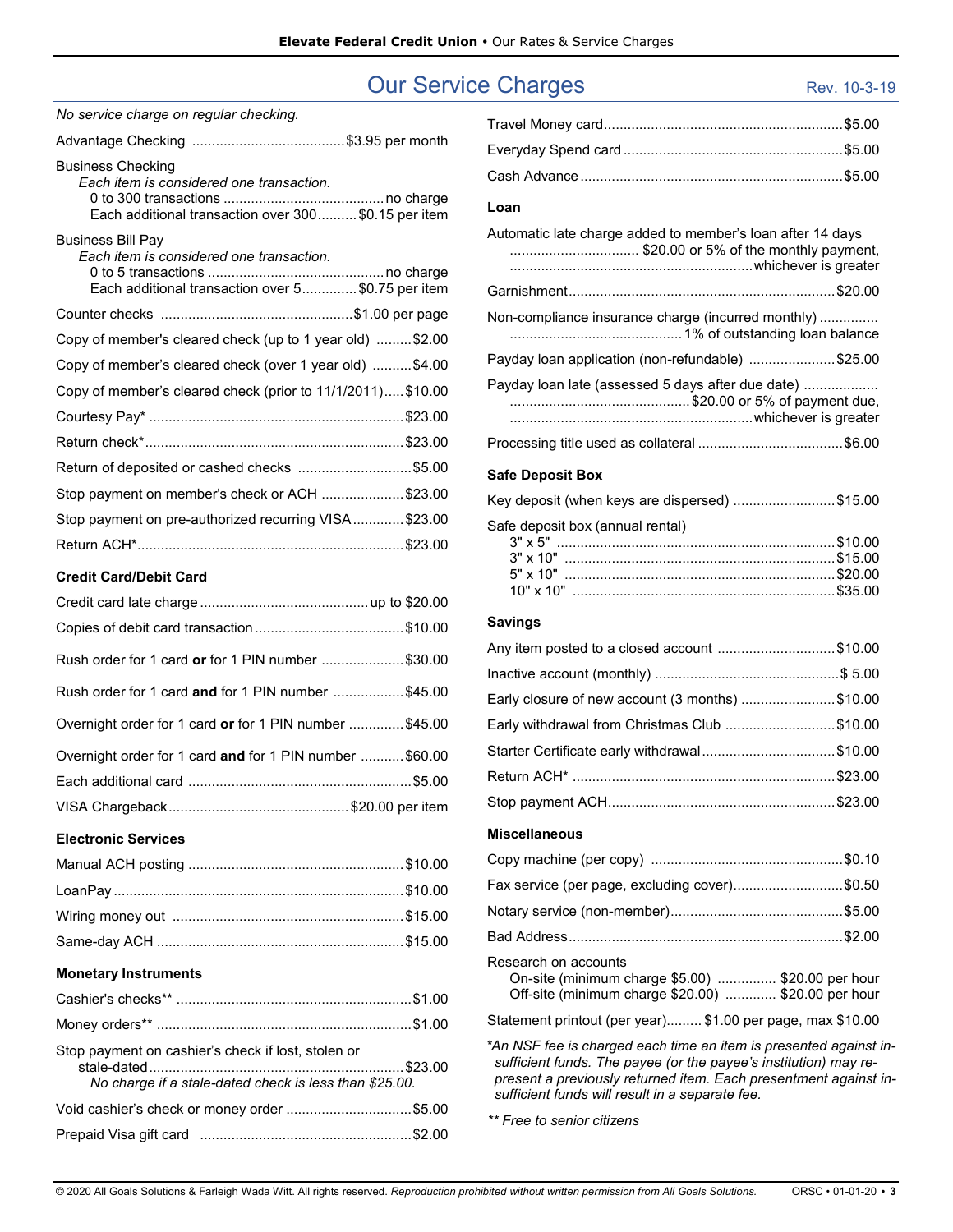# Our Service Charges

Rev. 10-3-19

*No service charge on regular checking.*

Advantage Checking ........ $3.95 per month

Business Checking
*Each item is considered one transaction.*
- 0 to 300 transactions ........ no charge
- Each additional transaction over 300 ........ $0.15 per item

Business Bill Pay
*Each item is considered one transaction.*
- 0 to 5 transactions ........ no charge
- Each additional transaction over 5 ........ $0.75 per item

Counter checks ........ $1.00 per page

Copy of member's cleared check (up to 1 year old) ........ $2.00

Copy of member's cleared check (over 1 year old) ........ $4.00

Copy of member's cleared check (prior to 11/1/2011) ........ $10.00

Courtesy Pay* ........ $23.00

Return check* ........ $23.00

Return of deposited or cashed checks ........ $5.00

Stop payment on member's check or ACH ........ $23.00

Stop payment on pre-authorized recurring VISA ........ $23.00

Return ACH* ........ $23.00

### Credit Card/Debit Card

Credit card late charge ........ up to $20.00

Copies of debit card transaction ........ $10.00

Rush order for 1 card **or** for 1 PIN number ........ $30.00

Rush order for 1 card **and** for 1 PIN number ........ $45.00

Overnight order for 1 card **or** for 1 PIN number ........ $45.00

Overnight order for 1 card **and** for 1 PIN number ........ $60.00

Each additional card ........ $5.00

VISA Chargeback ........ $20.00 per item

### Electronic Services

Manual ACH posting ........ $10.00

LoanPay ........ $10.00

Wiring money out ........ $15.00

Same-day ACH ........ $15.00

### Monetary Instruments

Cashier's checks** ........ $1.00

Money orders** ........ $1.00

Stop payment on cashier's check if lost, stolen or stale-dated ........ $23.00
*No charge if a stale-dated check is less than $25.00.*

Void cashier's check or money order ........ $5.00

Prepaid Visa gift card ........ $2.00

Travel Money card ........ $5.00

Everyday Spend card ........ $5.00

Cash Advance ........ $5.00

### Loan

Automatic late charge added to member's loan after 14 days ........ $20.00 or 5% of the monthly payment, whichever is greater

Garnishment ........ $20.00

Non-compliance insurance charge (incurred monthly) ........ 1% of outstanding loan balance

Payday loan application (non-refundable) ........ $25.00

Payday loan late (assessed 5 days after due date) ........ $20.00 or 5% of payment due, whichever is greater

Processing title used as collateral ........ $6.00

### Safe Deposit Box

Key deposit (when keys are dispersed) ........ $15.00

Safe deposit box (annual rental)
- 3" x 5" ........ $10.00
- 3" x 10" ........ $15.00
- 5" x 10" ........ $20.00
- 10" x 10" ........ $35.00

### Savings

Any item posted to a closed account ........ $10.00

Inactive account (monthly) ........ $ 5.00

Early closure of new account (3 months) ........ $10.00

Early withdrawal from Christmas Club ........ $10.00

Starter Certificate early withdrawal ........ $10.00

Return ACH* ........ $23.00

Stop payment ACH ........ $23.00

### Miscellaneous

Copy machine (per copy) ........ $0.10

Fax service (per page, excluding cover) ........ $0.50

Notary service (non-member) ........ $5.00

Bad Address ........ $2.00

Research on accounts
- On-site (minimum charge $5.00) ........ $20.00 per hour
- Off-site (minimum charge $20.00) ........ $20.00 per hour

Statement printout (per year) ........ $1.00 per page, max $10.00

*\*An NSF fee is charged each time an item is presented against insufficient funds. The payee (or the payee's institution) may re-present a previously returned item. Each presentment against insufficient funds will result in a separate fee.*

*\*\* Free to senior citizens*